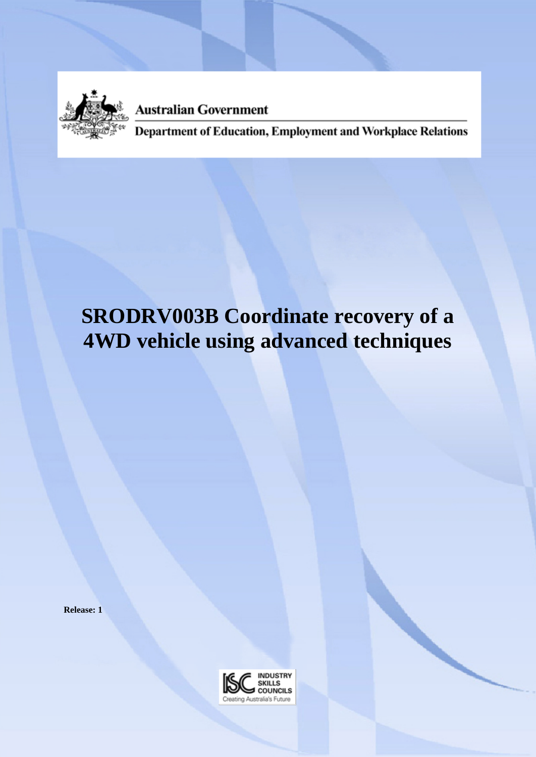Australian Government

Department of Education, Employment and Workplace Relations

# SRODRV003B Coordinate recovery of a 4WD vehicle using advanced techniques

**Release: 1**

INDUSTRY SKILLS COUNCILS

Creating Australia's Future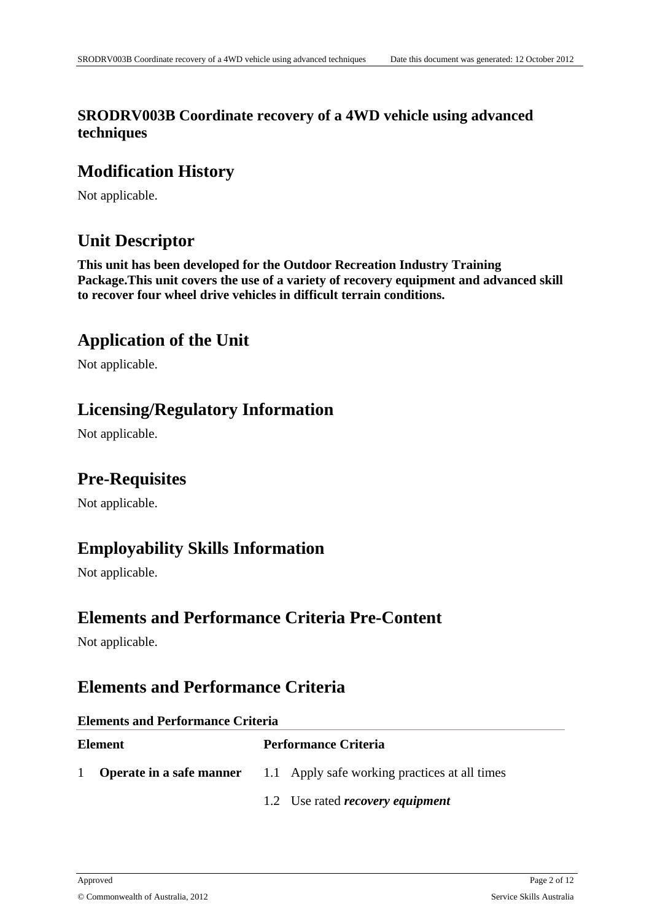# SRODRV003B Coordinate recovery of a 4WD vehicle using advanced techniques

## Modification History

Not applicable.

## Unit Descriptor

**This unit has been developed for the Outdoor Recreation Industry Training Package.This unit covers the use of a variety of recovery equipment and advanced skill to recover four wheel drive vehicles in difficult terrain conditions.**

## Application of the Unit

Not applicable.

## Licensing/Regulatory Information

Not applicable.

## Pre-Requisites

Not applicable.

## Employability Skills Information

Not applicable.

## Elements and Performance Criteria Pre-Content

Not applicable.

## Elements and Performance Criteria

**Elements and Performance Criteria**

| Element | Performance Criteria |
|---|---|
| 1 **Operate in a safe manner** | 1.1 Apply safe working practices at all times |
| | 1.2 Use rated ***recovery equipment*** |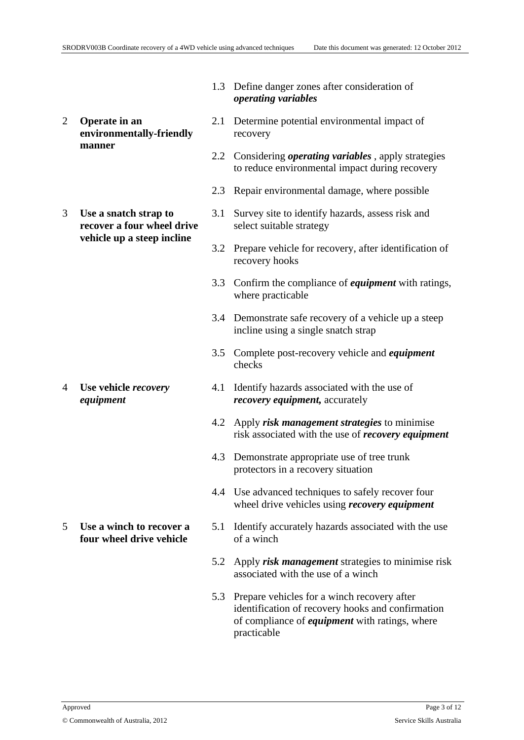| | | | |
|---|---|---|---|
| | | 1.3 | Define danger zones after consideration of ***operating variables*** |
| 2 | **Operate in an environmentally-friendly manner** | 2.1 | Determine potential environmental impact of recovery |
| | | 2.2 | Considering ***operating variables*** , apply strategies to reduce environmental impact during recovery |
| | | 2.3 | Repair environmental damage, where possible |
| 3 | **Use a snatch strap to recover a four wheel drive vehicle up a steep incline** | 3.1 | Survey site to identify hazards, assess risk and select suitable strategy |
| | | 3.2 | Prepare vehicle for recovery, after identification of recovery hooks |
| | | 3.3 | Confirm the compliance of ***equipment*** with ratings, where practicable |
| | | 3.4 | Demonstrate safe recovery of a vehicle up a steep incline using a single snatch strap |
| | | 3.5 | Complete post-recovery vehicle and ***equipment*** checks |
| 4 | **Use vehicle *recovery equipment*** | 4.1 | Identify hazards associated with the use of ***recovery equipment,*** accurately |
| | | 4.2 | Apply ***risk management strategies*** to minimise risk associated with the use of ***recovery equipment*** |
| | | 4.3 | Demonstrate appropriate use of tree trunk protectors in a recovery situation |
| | | 4.4 | Use advanced techniques to safely recover four wheel drive vehicles using ***recovery equipment*** |
| 5 | **Use a winch to recover a four wheel drive vehicle** | 5.1 | Identify accurately hazards associated with the use of a winch |
| | | 5.2 | Apply ***risk management*** strategies to minimise risk associated with the use of a winch |
| | | 5.3 | Prepare vehicles for a winch recovery after identification of recovery hooks and confirmation of compliance of ***equipment*** with ratings, where practicable |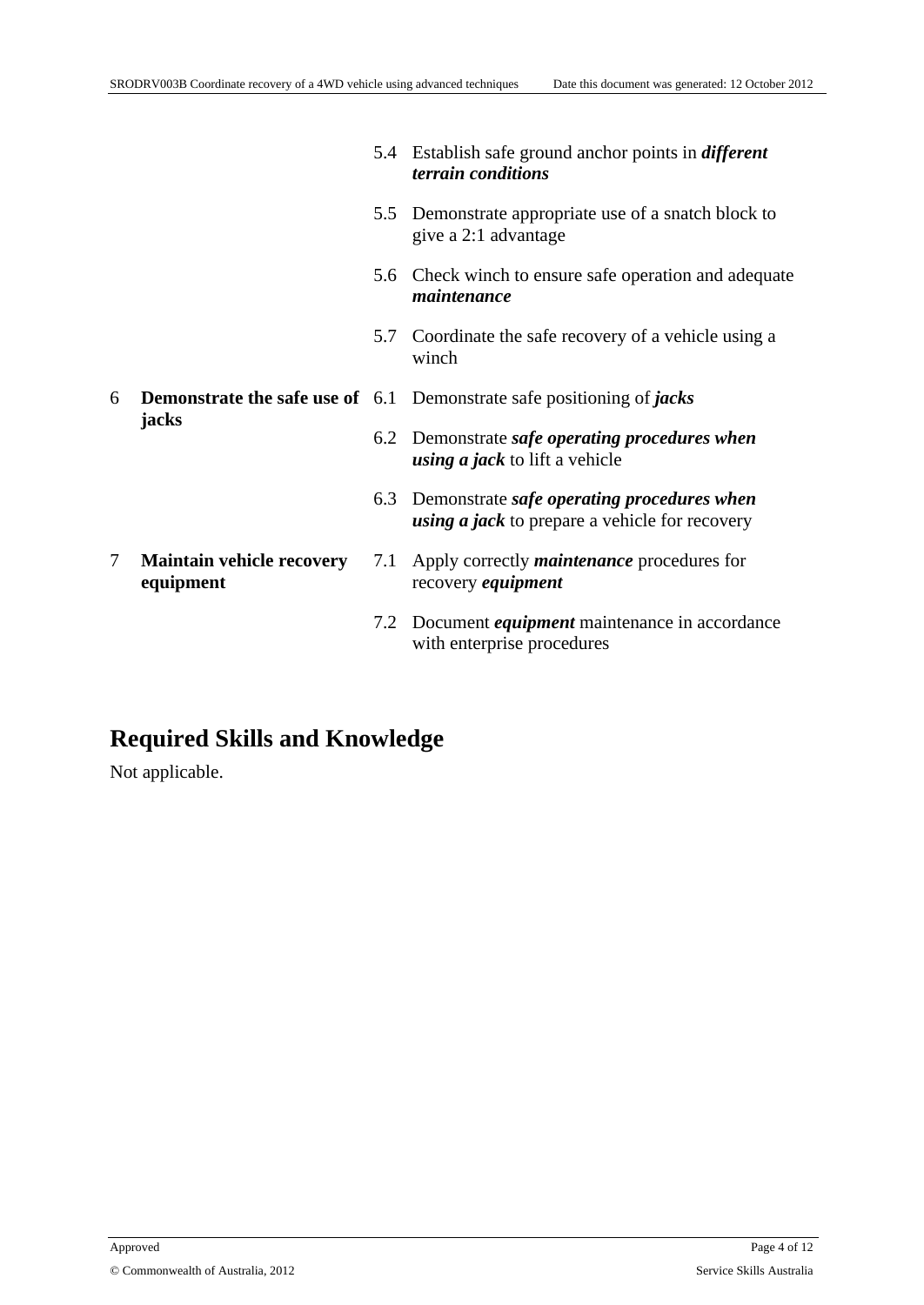| | |
|---|---|
| | 5.4 Establish safe ground anchor points in ***different terrain conditions*** |
| | 5.5 Demonstrate appropriate use of a snatch block to give a 2:1 advantage |
| | 5.6 Check winch to ensure safe operation and adequate ***maintenance*** |
| | 5.7 Coordinate the safe recovery of a vehicle using a winch |
| 6 **Demonstrate the safe use of jacks** | 6.1 Demonstrate safe positioning of ***jacks*** |
| | 6.2 Demonstrate ***safe operating procedures when using a jack*** to lift a vehicle |
| | 6.3 Demonstrate ***safe operating procedures when using a jack*** to prepare a vehicle for recovery |
| 7 **Maintain vehicle recovery equipment** | 7.1 Apply correctly ***maintenance*** procedures for recovery ***equipment*** |
| | 7.2 Document ***equipment*** maintenance in accordance with enterprise procedures |

## Required Skills and Knowledge

Not applicable.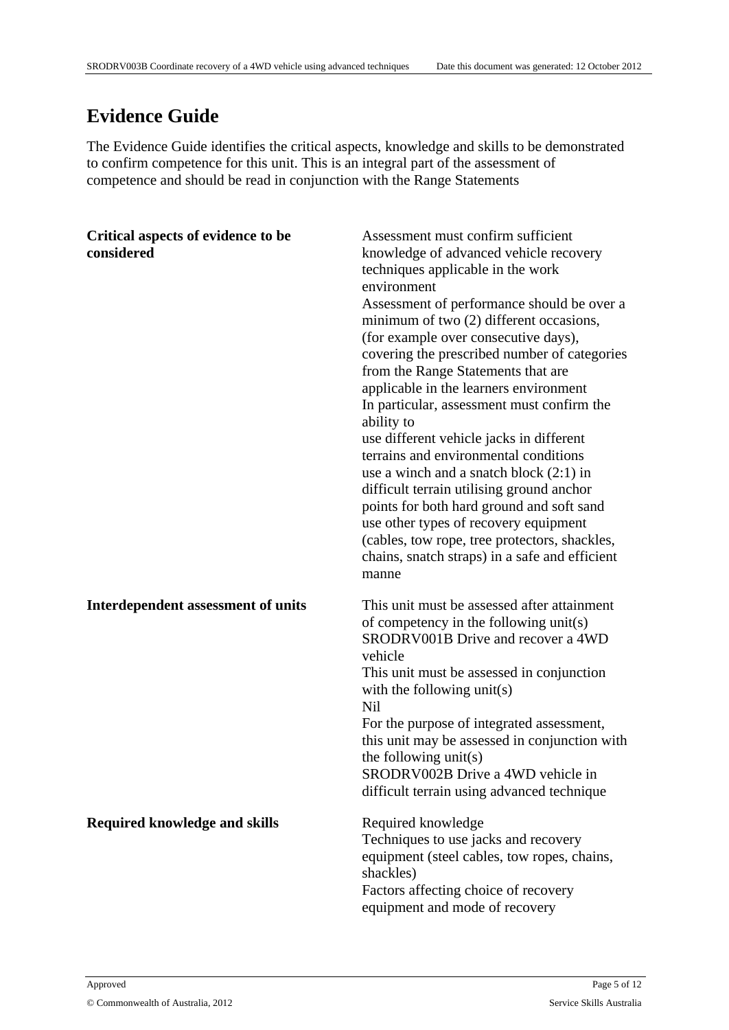# Evidence Guide

The Evidence Guide identifies the critical aspects, knowledge and skills to be demonstrated to confirm competence for this unit. This is an integral part of the assessment of competence and should be read in conjunction with the Range Statements

| | |
|---|---|
| **Critical aspects of evidence to be considered** | Assessment must confirm sufficient knowledge of advanced vehicle recovery techniques applicable in the work environment<br>Assessment of performance should be over a minimum of two (2) different occasions, (for example over consecutive days), covering the prescribed number of categories from the Range Statements that are applicable in the learners environment<br>In particular, assessment must confirm the ability to<br>use different vehicle jacks in different terrains and environmental conditions<br>use a winch and a snatch block (2:1) in difficult terrain utilising ground anchor points for both hard ground and soft sand<br>use other types of recovery equipment (cables, tow rope, tree protectors, shackles, chains, snatch straps) in a safe and efficient manne |
| **Interdependent assessment of units** | This unit must be assessed after attainment of competency in the following unit(s)<br>SRODRV001B Drive and recover a 4WD vehicle<br>This unit must be assessed in conjunction with the following unit(s)<br>Nil<br>For the purpose of integrated assessment, this unit may be assessed in conjunction with the following unit(s)<br>SRODRV002B Drive a 4WD vehicle in difficult terrain using advanced technique |
| **Required knowledge and skills** | Required knowledge<br>Techniques to use jacks and recovery equipment (steel cables, tow ropes, chains, shackles)<br>Factors affecting choice of recovery equipment and mode of recovery |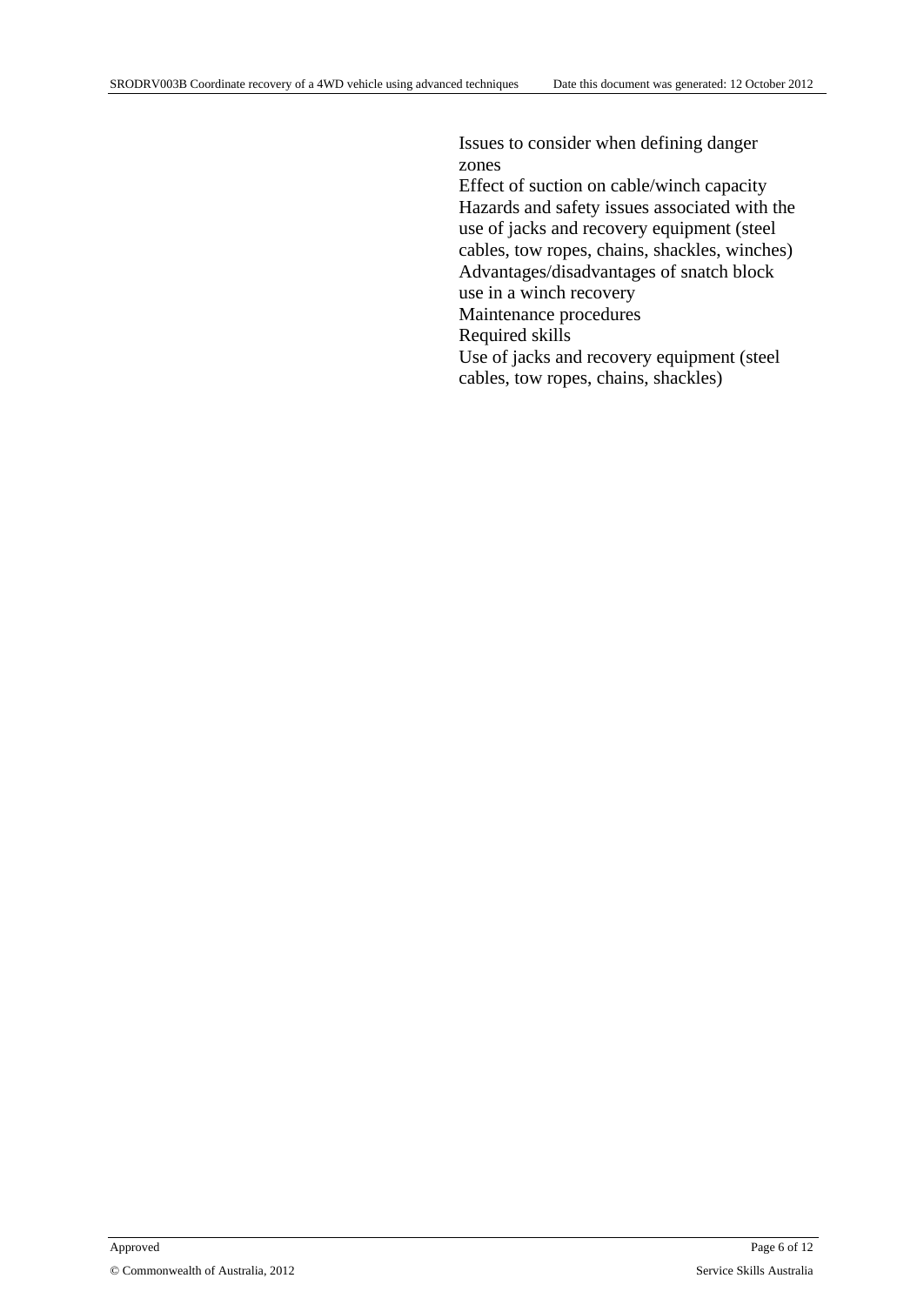Issues to consider when defining danger zones

Effect of suction on cable/winch capacity

Hazards and safety issues associated with the use of jacks and recovery equipment (steel cables, tow ropes, chains, shackles, winches)

Advantages/disadvantages of snatch block use in a winch recovery

Maintenance procedures

Required skills

Use of jacks and recovery equipment (steel cables, tow ropes, chains, shackles)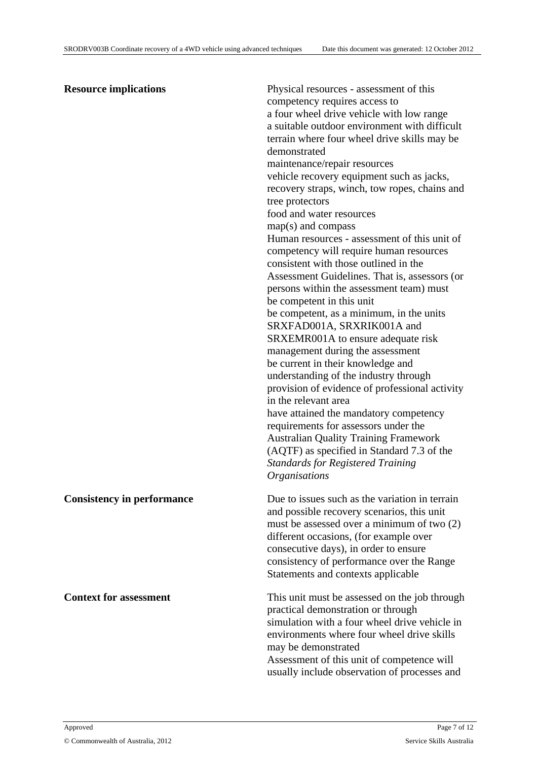| | |
|---|---|
| **Resource implications** | Physical resources - assessment of this competency requires access to<br>a four wheel drive vehicle with low range<br>a suitable outdoor environment with difficult terrain where four wheel drive skills may be demonstrated<br>maintenance/repair resources<br>vehicle recovery equipment such as jacks, recovery straps, winch, tow ropes, chains and tree protectors<br>food and water resources<br>map(s) and compass<br>Human resources - assessment of this unit of competency will require human resources consistent with those outlined in the Assessment Guidelines. That is, assessors (or persons within the assessment team) must<br>be competent in this unit<br>be competent, as a minimum, in the units SRXFAD001A, SRXRIK001A and SRXEMR001A to ensure adequate risk management during the assessment<br>be current in their knowledge and understanding of the industry through provision of evidence of professional activity in the relevant area<br>have attained the mandatory competency requirements for assessors under the Australian Quality Training Framework (AQTF) as specified in Standard 7.3 of the *Standards for Registered Training Organisations* |
| **Consistency in performance** | Due to issues such as the variation in terrain and possible recovery scenarios, this unit must be assessed over a minimum of two (2) different occasions, (for example over consecutive days), in order to ensure consistency of performance over the Range Statements and contexts applicable |
| **Context for assessment** | This unit must be assessed on the job through practical demonstration or through simulation with a four wheel drive vehicle in environments where four wheel drive skills may be demonstrated<br>Assessment of this unit of competence will usually include observation of processes and |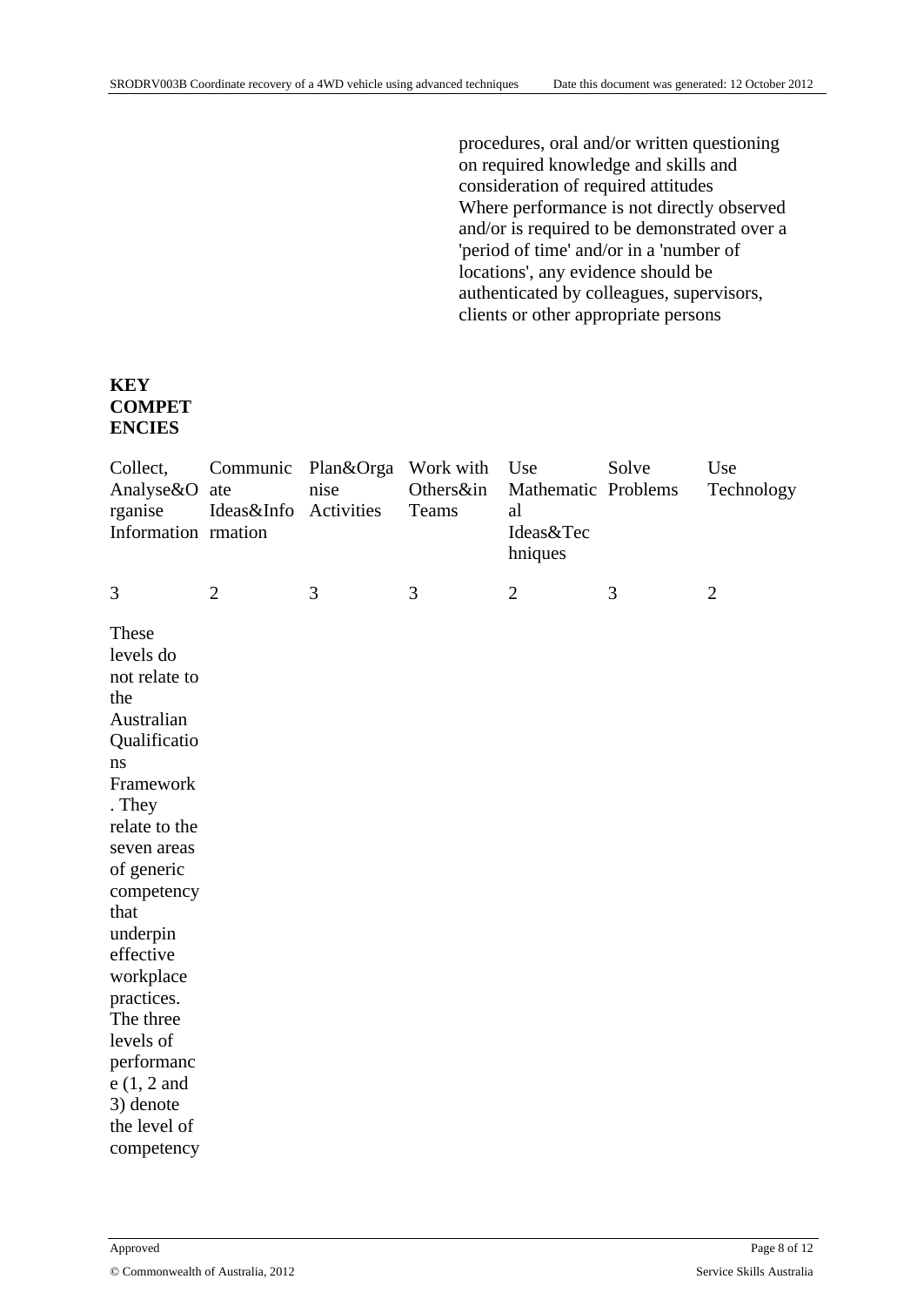procedures, oral and/or written questioning on required knowledge and skills and consideration of required attitudes
Where performance is not directly observed and/or is required to be demonstrated over a 'period of time' and/or in a 'number of locations', any evidence should be authenticated by colleagues, supervisors, clients or other appropriate persons

**KEY COMPETENCIES**

| Collect, Analyse&Organise Information | Communicate Ideas&Information | Plan&Organise Activities | Work with Others&in Teams | Use Mathematical Ideas&Techniques | Solve Problems | Use Technology |
|---|---|---|---|---|---|---|
| 3 | 2 | 3 | 3 | 2 | 3 | 2 |

These levels do not relate to the Australian Qualifications Framework. They relate to the seven areas of generic competency that underpin effective workplace practices. The three levels of performance (1, 2 and 3) denote the level of competency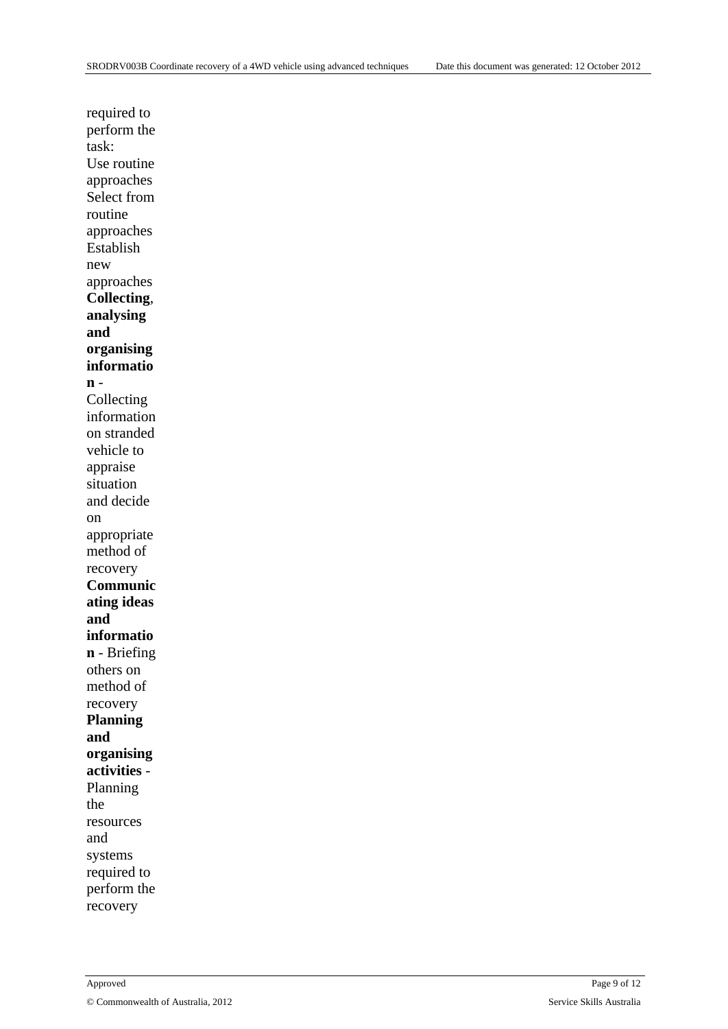required to perform the task:
Use routine approaches
Select from routine approaches
Establish new approaches

**Collecting, analysing and organising information** - Collecting information on stranded vehicle to appraise situation and decide on appropriate method of recovery

**Communicating ideas and information** - Briefing others on method of recovery

**Planning and organising activities** - Planning the resources and systems required to perform the recovery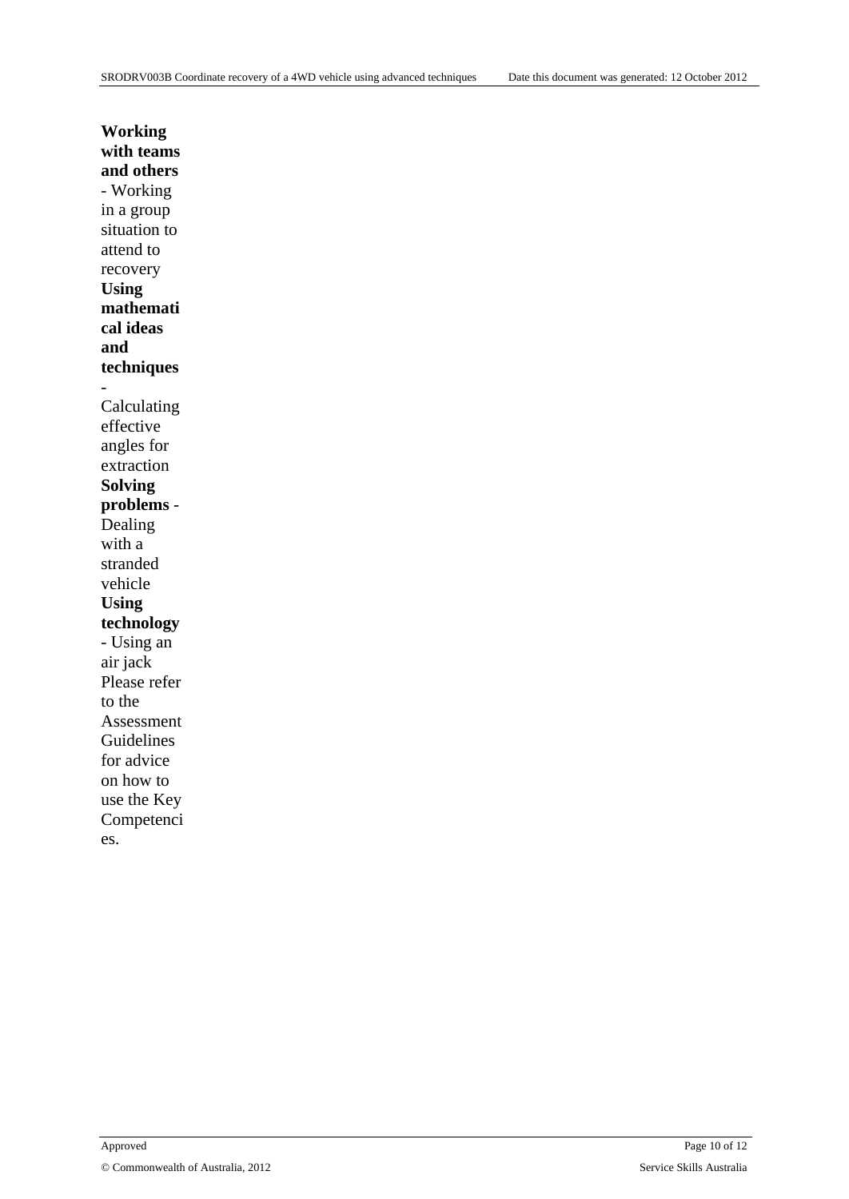**Working with teams and others** - Working in a group situation to attend to recovery

**Using mathematical ideas and techniques** - Calculating effective angles for extraction

**Solving problems** - Dealing with a stranded vehicle

**Using technology** - Using an air jack

Please refer to the Assessment Guidelines for advice on how to use the Key Competencies.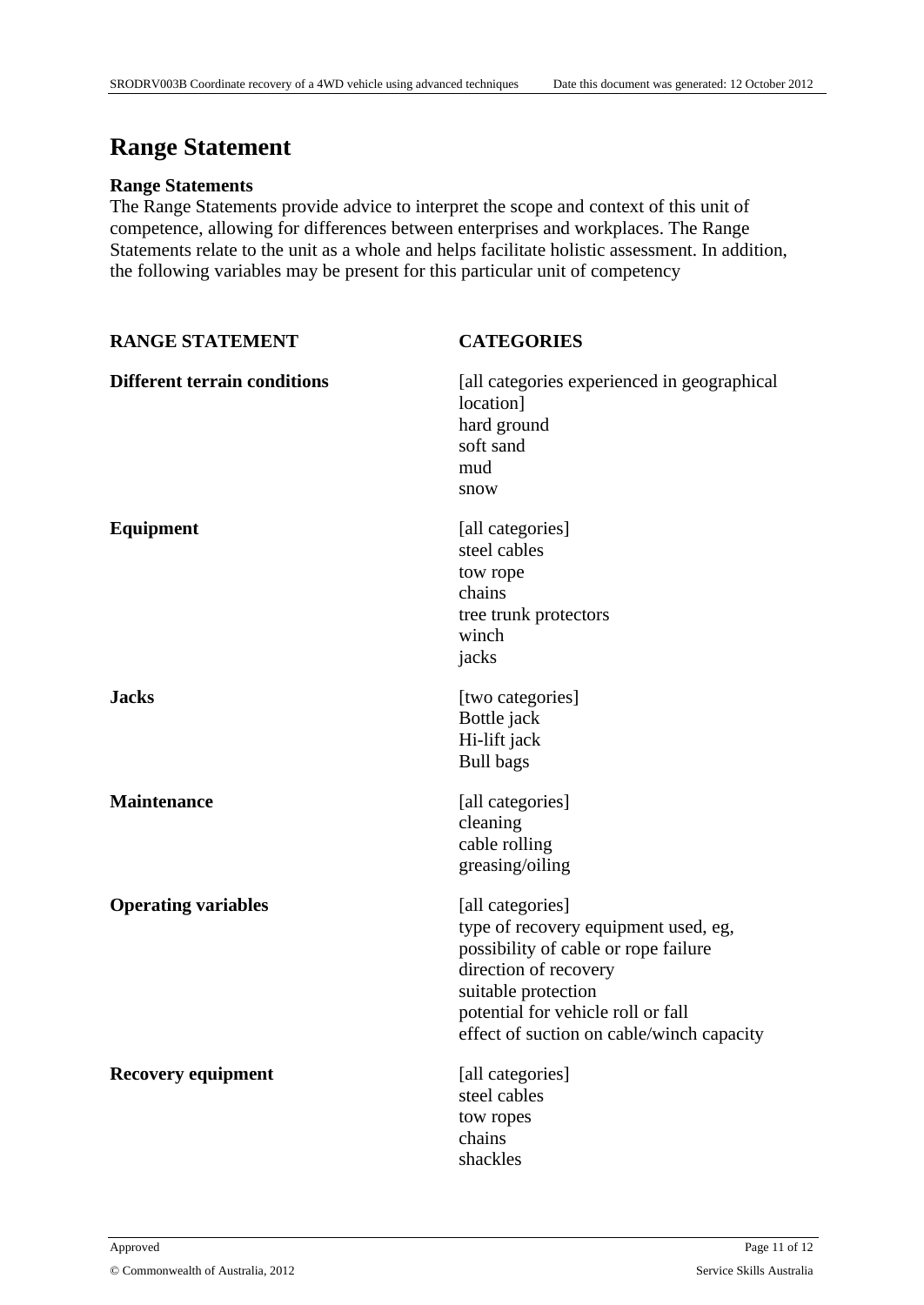# Range Statement

**Range Statements**

The Range Statements provide advice to interpret the scope and context of this unit of competence, allowing for differences between enterprises and workplaces. The Range Statements relate to the unit as a whole and helps facilitate holistic assessment. In addition, the following variables may be present for this particular unit of competency

| RANGE STATEMENT | CATEGORIES |
| --- | --- |
| **Different terrain conditions** | [all categories experienced in geographical location]<br>hard ground<br>soft sand<br>mud<br>snow |
| **Equipment** | [all categories]<br>steel cables<br>tow rope<br>chains<br>tree trunk protectors<br>winch<br>jacks |
| **Jacks** | [two categories]<br>Bottle jack<br>Hi-lift jack<br>Bull bags |
| **Maintenance** | [all categories]<br>cleaning<br>cable rolling<br>greasing/oiling |
| **Operating variables** | [all categories]<br>type of recovery equipment used, eg,<br>possibility of cable or rope failure<br>direction of recovery<br>suitable protection<br>potential for vehicle roll or fall<br>effect of suction on cable/winch capacity |
| **Recovery equipment** | [all categories]<br>steel cables<br>tow ropes<br>chains<br>shackles |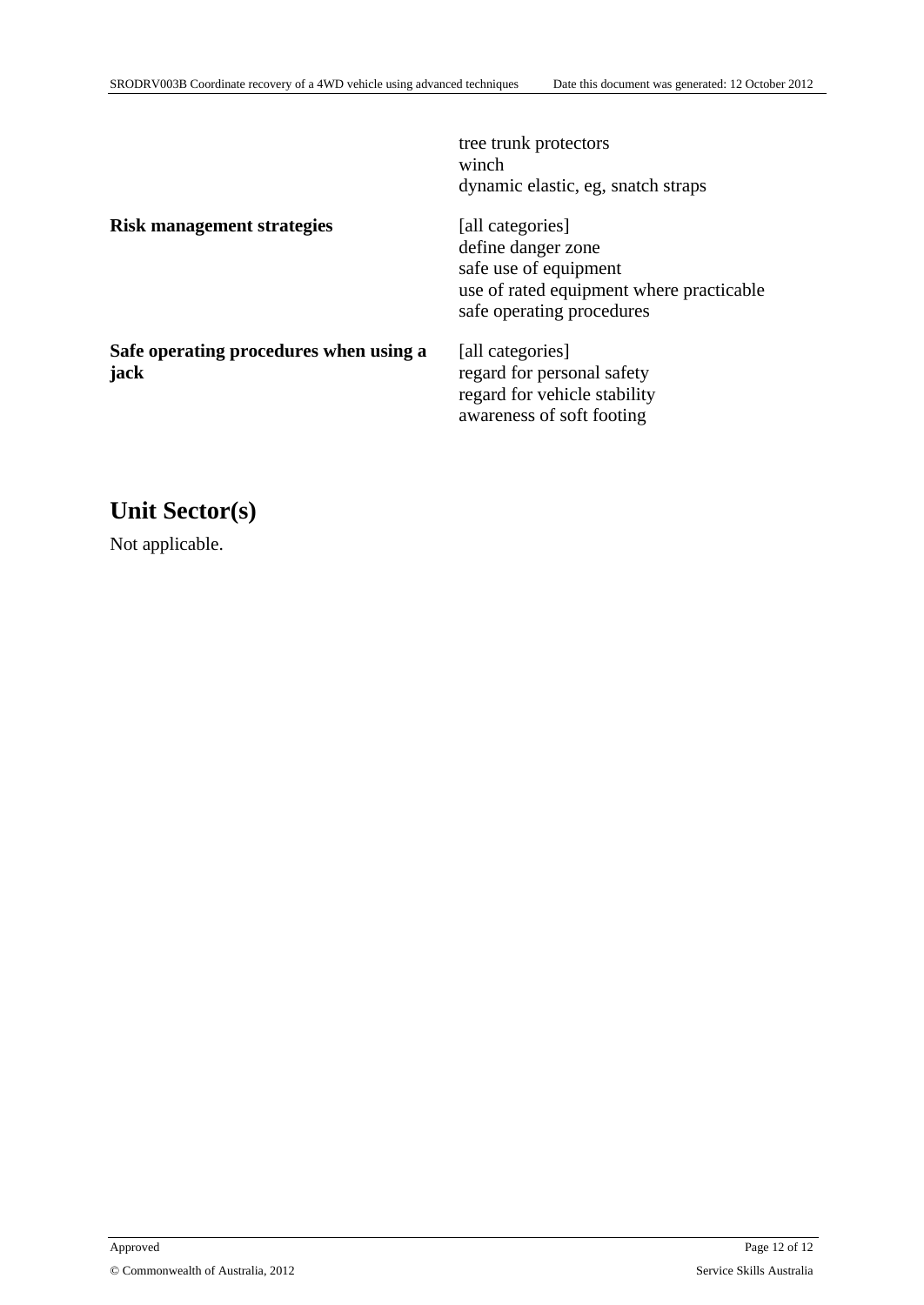| | |
|---|---|
| | tree trunk protectors<br>winch<br>dynamic elastic, eg, snatch straps |
| **Risk management strategies** | [all categories]<br>define danger zone<br>safe use of equipment<br>use of rated equipment where practicable<br>safe operating procedures |
| **Safe operating procedures when using a jack** | [all categories]<br>regard for personal safety<br>regard for vehicle stability<br>awareness of soft footing |

## Unit Sector(s)

Not applicable.